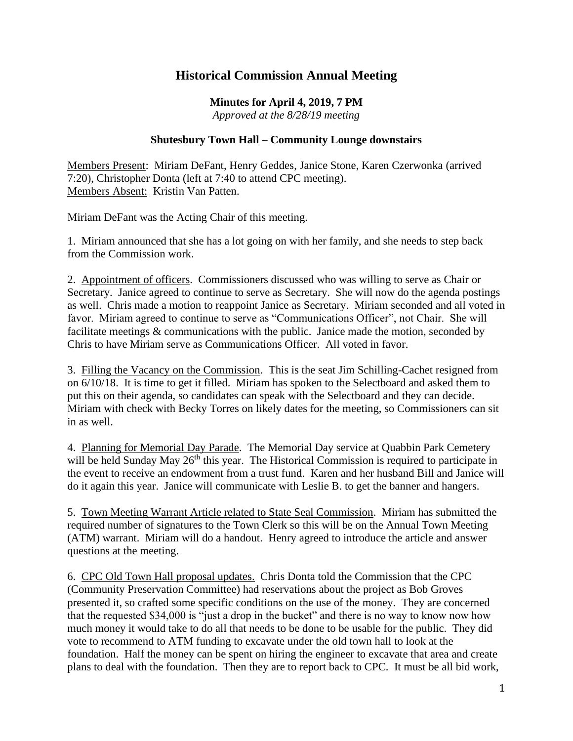# Historical Commission Annual Meeting

**Minutes for April 4, 2019, 7 PM**
*Approved at the 8/28/19 meeting*

**Shutesbury Town Hall – Community Lounge downstairs**

Members Present: Miriam DeFant, Henry Geddes, Janice Stone, Karen Czerwonka (arrived 7:20), Christopher Donta (left at 7:40 to attend CPC meeting).
Members Absent: Kristin Van Patten.

Miriam DeFant was the Acting Chair of this meeting.

1. Miriam announced that she has a lot going on with her family, and she needs to step back from the Commission work.

2. Appointment of officers. Commissioners discussed who was willing to serve as Chair or Secretary. Janice agreed to continue to serve as Secretary. She will now do the agenda postings as well. Chris made a motion to reappoint Janice as Secretary. Miriam seconded and all voted in favor. Miriam agreed to continue to serve as "Communications Officer", not Chair. She will facilitate meetings & communications with the public. Janice made the motion, seconded by Chris to have Miriam serve as Communications Officer. All voted in favor.

3. Filling the Vacancy on the Commission. This is the seat Jim Schilling-Cachet resigned from on 6/10/18. It is time to get it filled. Miriam has spoken to the Selectboard and asked them to put this on their agenda, so candidates can speak with the Selectboard and they can decide. Miriam with check with Becky Torres on likely dates for the meeting, so Commissioners can sit in as well.

4. Planning for Memorial Day Parade. The Memorial Day service at Quabbin Park Cemetery will be held Sunday May 26th this year. The Historical Commission is required to participate in the event to receive an endowment from a trust fund. Karen and her husband Bill and Janice will do it again this year. Janice will communicate with Leslie B. to get the banner and hangers.

5. Town Meeting Warrant Article related to State Seal Commission. Miriam has submitted the required number of signatures to the Town Clerk so this will be on the Annual Town Meeting (ATM) warrant. Miriam will do a handout. Henry agreed to introduce the article and answer questions at the meeting.

6. CPC Old Town Hall proposal updates. Chris Donta told the Commission that the CPC (Community Preservation Committee) had reservations about the project as Bob Groves presented it, so crafted some specific conditions on the use of the money. They are concerned that the requested $34,000 is "just a drop in the bucket" and there is no way to know now how much money it would take to do all that needs to be done to be usable for the public. They did vote to recommend to ATM funding to excavate under the old town hall to look at the foundation. Half the money can be spent on hiring the engineer to excavate that area and create plans to deal with the foundation. Then they are to report back to CPC. It must be all bid work,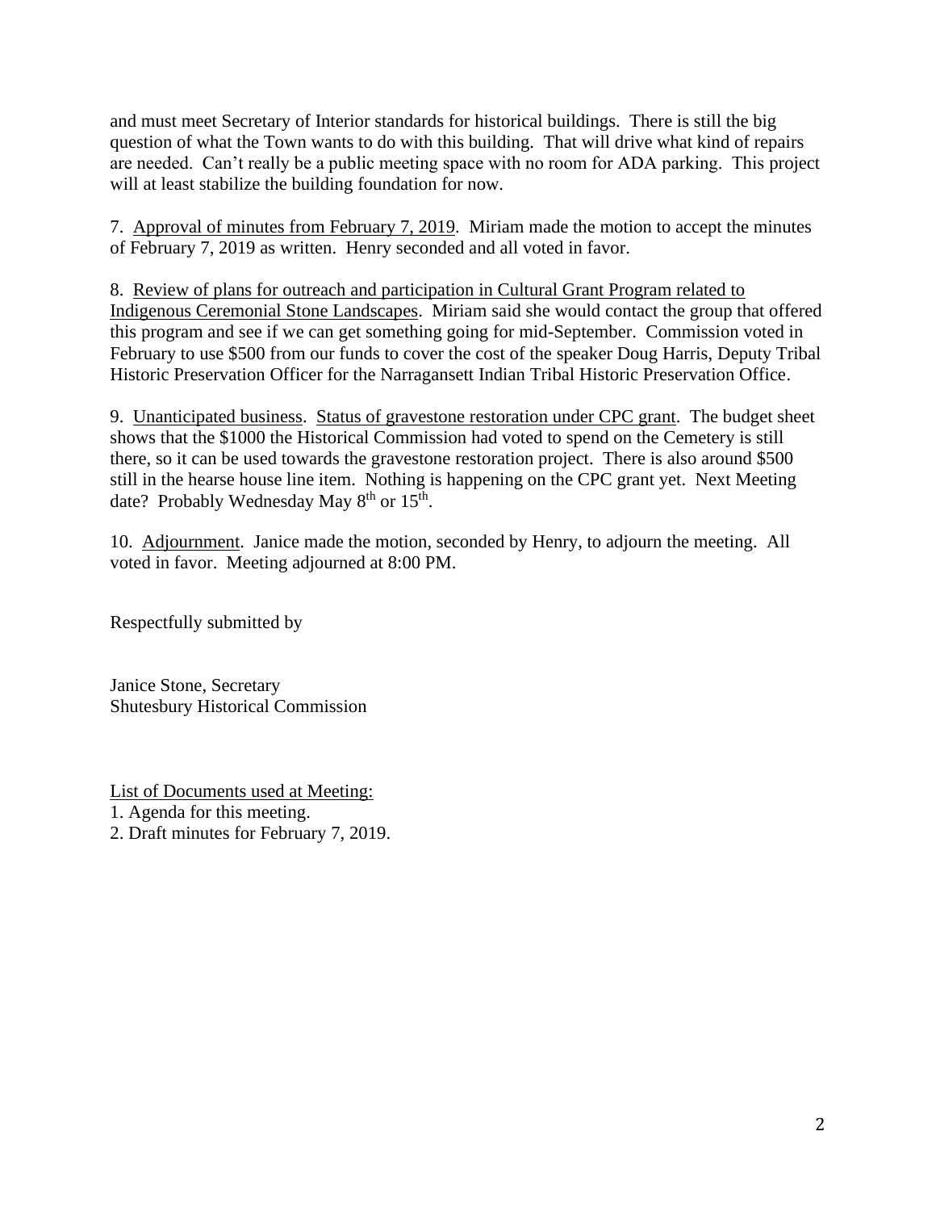and must meet Secretary of Interior standards for historical buildings. There is still the big question of what the Town wants to do with this building. That will drive what kind of repairs are needed. Can't really be a public meeting space with no room for ADA parking. This project will at least stabilize the building foundation for now.

7. <u>Approval of minutes from February 7, 2019</u>. Miriam made the motion to accept the minutes of February 7, 2019 as written. Henry seconded and all voted in favor.

8. <u>Review of plans for outreach and participation in Cultural Grant Program related to Indigenous Ceremonial Stone Landscapes</u>. Miriam said she would contact the group that offered this program and see if we can get something going for mid-September. Commission voted in February to use $500 from our funds to cover the cost of the speaker Doug Harris, Deputy Tribal Historic Preservation Officer for the Narragansett Indian Tribal Historic Preservation Office.

9. <u>Unanticipated business</u>. <u>Status of gravestone restoration under CPC grant</u>. The budget sheet shows that the $1000 the Historical Commission had voted to spend on the Cemetery is still there, so it can be used towards the gravestone restoration project. There is also around $500 still in the hearse house line item. Nothing is happening on the CPC grant yet. Next Meeting date? Probably Wednesday May 8th or 15th.

10. <u>Adjournment</u>. Janice made the motion, seconded by Henry, to adjourn the meeting. All voted in favor. Meeting adjourned at 8:00 PM.

Respectfully submitted by

Janice Stone, Secretary
Shutesbury Historical Commission

<u>List of Documents used at Meeting:</u>
1. Agenda for this meeting.
2. Draft minutes for February 7, 2019.